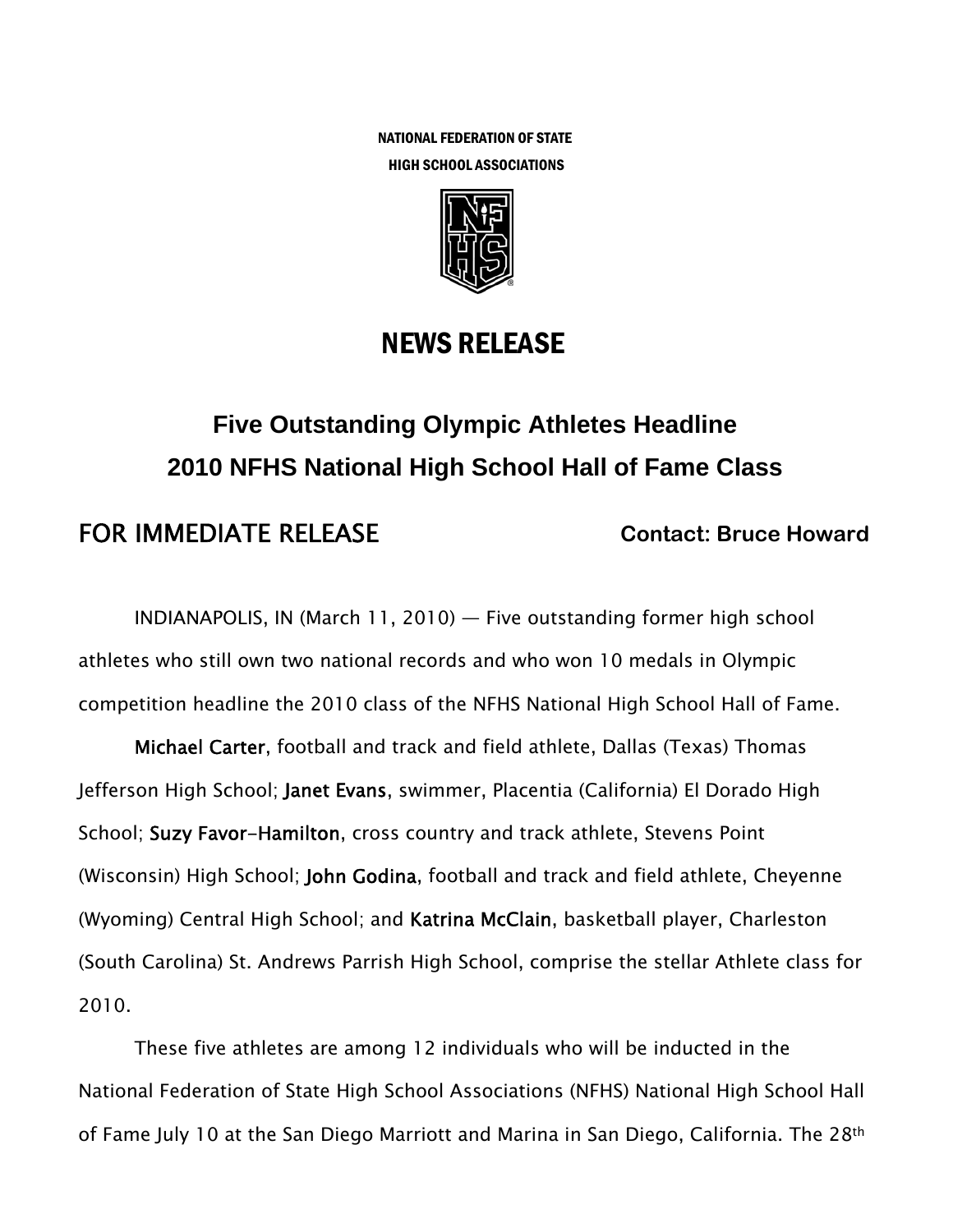NATIONAL FEDERATION OF STATE
HIGH SCHOOL ASSOCIATIONS

# NEWS RELEASE

## Five Outstanding Olympic Athletes Headline 2010 NFHS National High School Hall of Fame Class

**FOR IMMEDIATE RELEASE** **Contact: Bruce Howard**

INDIANAPOLIS, IN (March 11, 2010) — Five outstanding former high school athletes who still own two national records and who won 10 medals in Olympic competition headline the 2010 class of the NFHS National High School Hall of Fame.

**Michael Carter**, football and track and field athlete, Dallas (Texas) Thomas Jefferson High School; **Janet Evans**, swimmer, Placentia (California) El Dorado High School; **Suzy Favor-Hamilton**, cross country and track athlete, Stevens Point (Wisconsin) High School; **John Godina**, football and track and field athlete, Cheyenne (Wyoming) Central High School; and **Katrina McClain**, basketball player, Charleston (South Carolina) St. Andrews Parrish High School, comprise the stellar Athlete class for 2010.

These five athletes are among 12 individuals who will be inducted in the National Federation of State High School Associations (NFHS) National High School Hall of Fame July 10 at the San Diego Marriott and Marina in San Diego, California. The 28th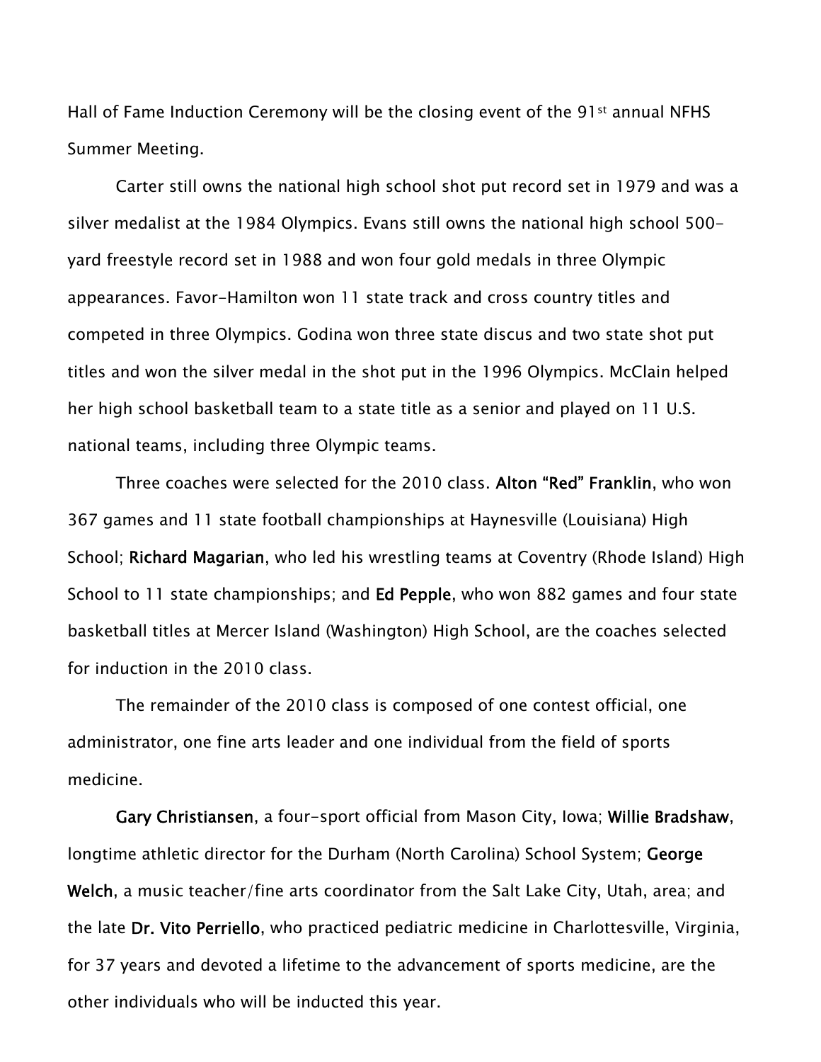Hall of Fame Induction Ceremony will be the closing event of the 91st annual NFHS Summer Meeting.

Carter still owns the national high school shot put record set in 1979 and was a silver medalist at the 1984 Olympics. Evans still owns the national high school 500-yard freestyle record set in 1988 and won four gold medals in three Olympic appearances. Favor-Hamilton won 11 state track and cross country titles and competed in three Olympics. Godina won three state discus and two state shot put titles and won the silver medal in the shot put in the 1996 Olympics. McClain helped her high school basketball team to a state title as a senior and played on 11 U.S. national teams, including three Olympic teams.

Three coaches were selected for the 2010 class. **Alton "Red" Franklin**, who won 367 games and 11 state football championships at Haynesville (Louisiana) High School; **Richard Magarian**, who led his wrestling teams at Coventry (Rhode Island) High School to 11 state championships; and **Ed Pepple**, who won 882 games and four state basketball titles at Mercer Island (Washington) High School, are the coaches selected for induction in the 2010 class.

The remainder of the 2010 class is composed of one contest official, one administrator, one fine arts leader and one individual from the field of sports medicine.

**Gary Christiansen**, a four-sport official from Mason City, Iowa; **Willie Bradshaw**, longtime athletic director for the Durham (North Carolina) School System; **George Welch**, a music teacher/fine arts coordinator from the Salt Lake City, Utah, area; and the late **Dr. Vito Perriello**, who practiced pediatric medicine in Charlottesville, Virginia, for 37 years and devoted a lifetime to the advancement of sports medicine, are the other individuals who will be inducted this year.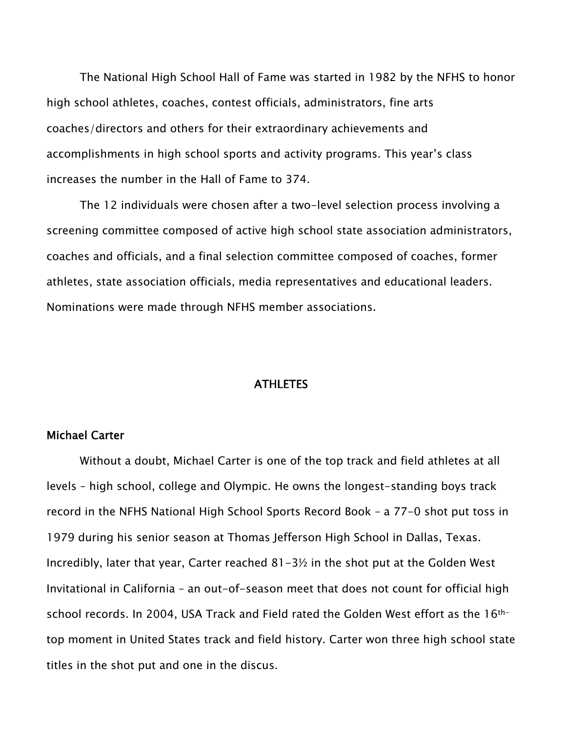The National High School Hall of Fame was started in 1982 by the NFHS to honor high school athletes, coaches, contest officials, administrators, fine arts coaches/directors and others for their extraordinary achievements and accomplishments in high school sports and activity programs. This year's class increases the number in the Hall of Fame to 374.

The 12 individuals were chosen after a two-level selection process involving a screening committee composed of active high school state association administrators, coaches and officials, and a final selection committee composed of coaches, former athletes, state association officials, media representatives and educational leaders. Nominations were made through NFHS member associations.

## ATHLETES

### Michael Carter

Without a doubt, Michael Carter is one of the top track and field athletes at all levels – high school, college and Olympic. He owns the longest-standing boys track record in the NFHS National High School Sports Record Book – a 77-0 shot put toss in 1979 during his senior season at Thomas Jefferson High School in Dallas, Texas. Incredibly, later that year, Carter reached 81-3½ in the shot put at the Golden West Invitational in California – an out-of-season meet that does not count for official high school records. In 2004, USA Track and Field rated the Golden West effort as the 16th-top moment in United States track and field history. Carter won three high school state titles in the shot put and one in the discus.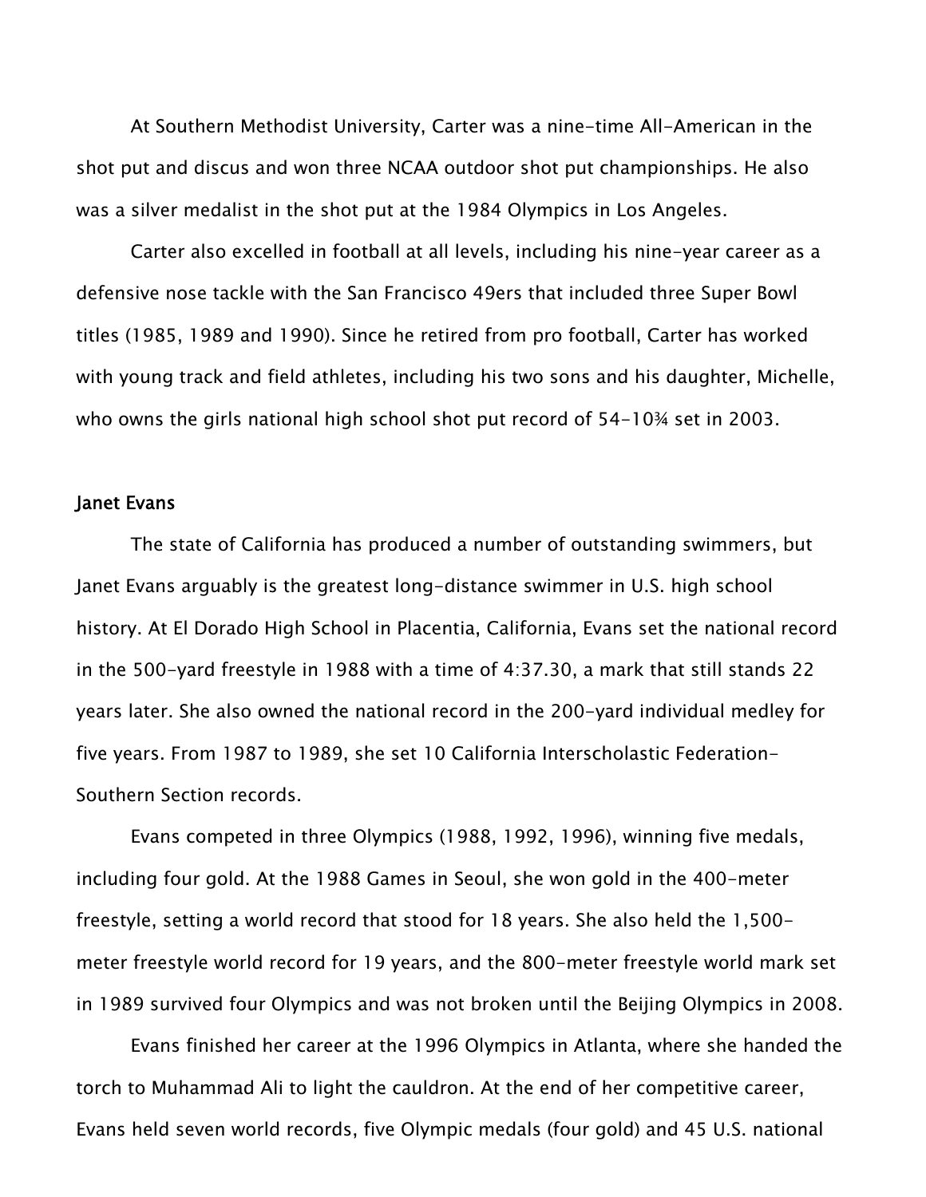At Southern Methodist University, Carter was a nine-time All-American in the shot put and discus and won three NCAA outdoor shot put championships. He also was a silver medalist in the shot put at the 1984 Olympics in Los Angeles.

Carter also excelled in football at all levels, including his nine-year career as a defensive nose tackle with the San Francisco 49ers that included three Super Bowl titles (1985, 1989 and 1990). Since he retired from pro football, Carter has worked with young track and field athletes, including his two sons and his daughter, Michelle, who owns the girls national high school shot put record of 54-10¾ set in 2003.

## Janet Evans

The state of California has produced a number of outstanding swimmers, but Janet Evans arguably is the greatest long-distance swimmer in U.S. high school history. At El Dorado High School in Placentia, California, Evans set the national record in the 500-yard freestyle in 1988 with a time of 4:37.30, a mark that still stands 22 years later. She also owned the national record in the 200-yard individual medley for five years. From 1987 to 1989, she set 10 California Interscholastic Federation-Southern Section records.

Evans competed in three Olympics (1988, 1992, 1996), winning five medals, including four gold. At the 1988 Games in Seoul, she won gold in the 400-meter freestyle, setting a world record that stood for 18 years. She also held the 1,500-meter freestyle world record for 19 years, and the 800-meter freestyle world mark set in 1989 survived four Olympics and was not broken until the Beijing Olympics in 2008.

Evans finished her career at the 1996 Olympics in Atlanta, where she handed the torch to Muhammad Ali to light the cauldron. At the end of her competitive career, Evans held seven world records, five Olympic medals (four gold) and 45 U.S. national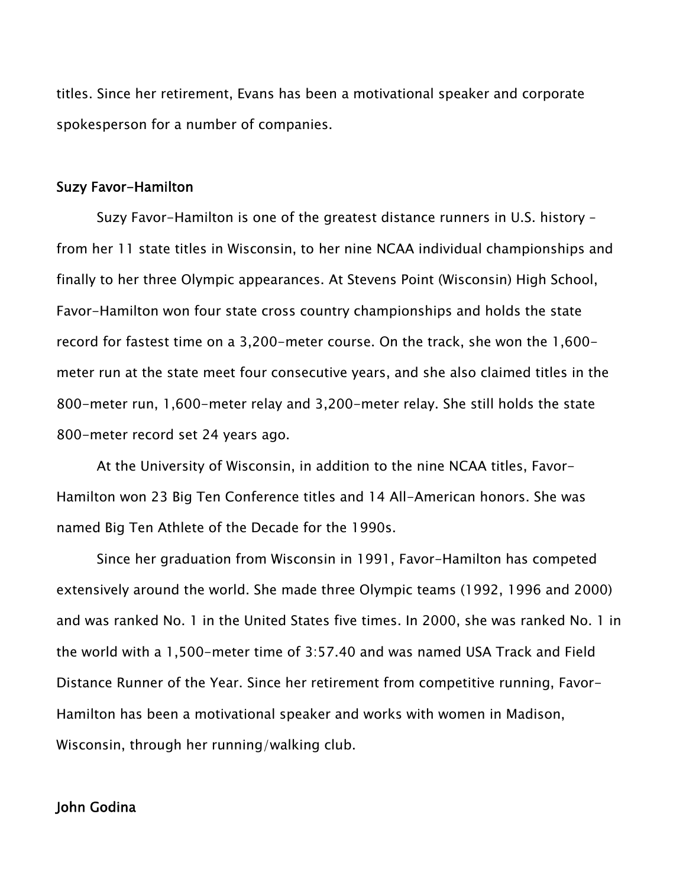titles. Since her retirement, Evans has been a motivational speaker and corporate spokesperson for a number of companies.

### Suzy Favor-Hamilton

Suzy Favor-Hamilton is one of the greatest distance runners in U.S. history – from her 11 state titles in Wisconsin, to her nine NCAA individual championships and finally to her three Olympic appearances. At Stevens Point (Wisconsin) High School, Favor-Hamilton won four state cross country championships and holds the state record for fastest time on a 3,200-meter course. On the track, she won the 1,600-meter run at the state meet four consecutive years, and she also claimed titles in the 800-meter run, 1,600-meter relay and 3,200-meter relay. She still holds the state 800-meter record set 24 years ago.

At the University of Wisconsin, in addition to the nine NCAA titles, Favor-Hamilton won 23 Big Ten Conference titles and 14 All-American honors. She was named Big Ten Athlete of the Decade for the 1990s.

Since her graduation from Wisconsin in 1991, Favor-Hamilton has competed extensively around the world. She made three Olympic teams (1992, 1996 and 2000) and was ranked No. 1 in the United States five times. In 2000, she was ranked No. 1 in the world with a 1,500-meter time of 3:57.40 and was named USA Track and Field Distance Runner of the Year. Since her retirement from competitive running, Favor-Hamilton has been a motivational speaker and works with women in Madison, Wisconsin, through her running/walking club.

### John Godina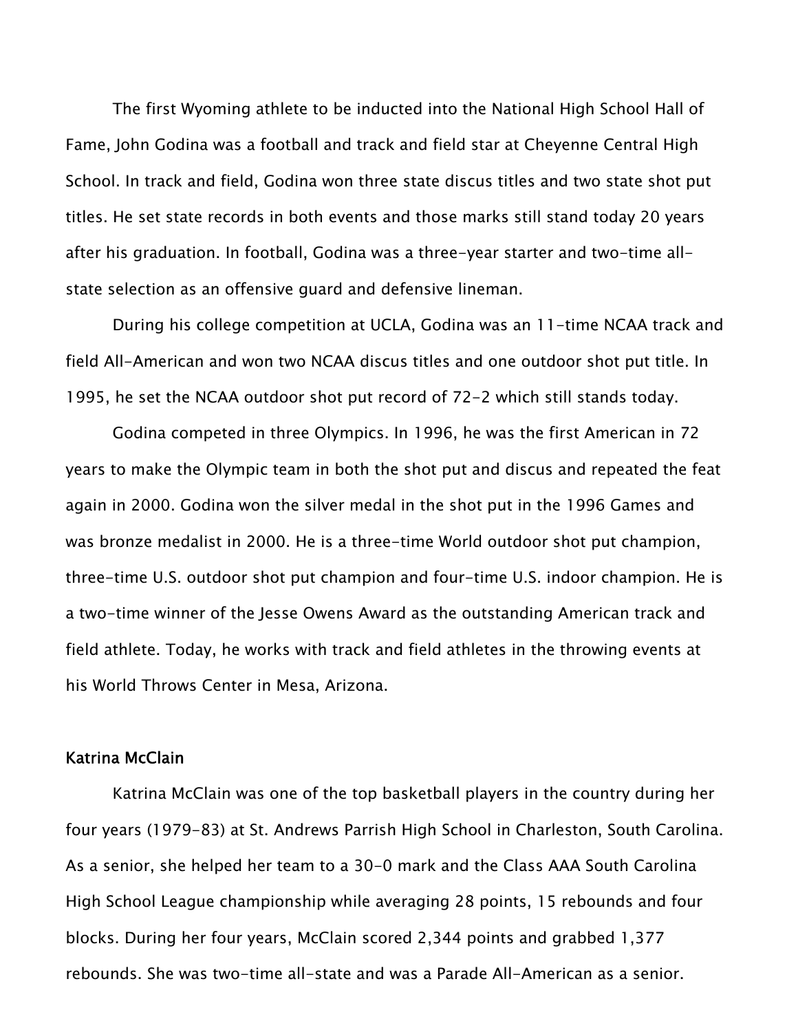The first Wyoming athlete to be inducted into the National High School Hall of Fame, John Godina was a football and track and field star at Cheyenne Central High School. In track and field, Godina won three state discus titles and two state shot put titles. He set state records in both events and those marks still stand today 20 years after his graduation. In football, Godina was a three-year starter and two-time all-state selection as an offensive guard and defensive lineman.

During his college competition at UCLA, Godina was an 11-time NCAA track and field All-American and won two NCAA discus titles and one outdoor shot put title. In 1995, he set the NCAA outdoor shot put record of 72-2 which still stands today.

Godina competed in three Olympics. In 1996, he was the first American in 72 years to make the Olympic team in both the shot put and discus and repeated the feat again in 2000. Godina won the silver medal in the shot put in the 1996 Games and was bronze medalist in 2000. He is a three-time World outdoor shot put champion, three-time U.S. outdoor shot put champion and four-time U.S. indoor champion. He is a two-time winner of the Jesse Owens Award as the outstanding American track and field athlete. Today, he works with track and field athletes in the throwing events at his World Throws Center in Mesa, Arizona.

**Katrina McClain**

Katrina McClain was one of the top basketball players in the country during her four years (1979-83) at St. Andrews Parrish High School in Charleston, South Carolina. As a senior, she helped her team to a 30-0 mark and the Class AAA South Carolina High School League championship while averaging 28 points, 15 rebounds and four blocks. During her four years, McClain scored 2,344 points and grabbed 1,377 rebounds. She was two-time all-state and was a Parade All-American as a senior.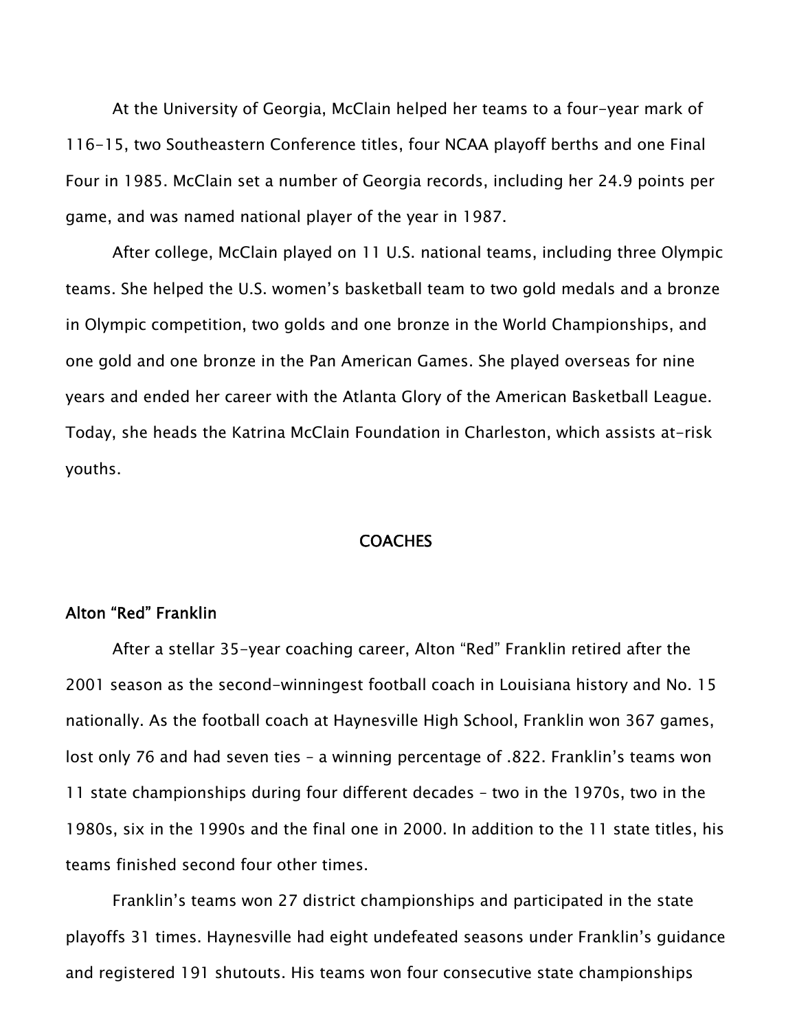At the University of Georgia, McClain helped her teams to a four-year mark of 116-15, two Southeastern Conference titles, four NCAA playoff berths and one Final Four in 1985. McClain set a number of Georgia records, including her 24.9 points per game, and was named national player of the year in 1987.

After college, McClain played on 11 U.S. national teams, including three Olympic teams. She helped the U.S. women's basketball team to two gold medals and a bronze in Olympic competition, two golds and one bronze in the World Championships, and one gold and one bronze in the Pan American Games. She played overseas for nine years and ended her career with the Atlanta Glory of the American Basketball League. Today, she heads the Katrina McClain Foundation in Charleston, which assists at-risk youths.

## COACHES

### Alton "Red" Franklin

After a stellar 35-year coaching career, Alton "Red" Franklin retired after the 2001 season as the second-winningest football coach in Louisiana history and No. 15 nationally. As the football coach at Haynesville High School, Franklin won 367 games, lost only 76 and had seven ties – a winning percentage of .822. Franklin's teams won 11 state championships during four different decades – two in the 1970s, two in the 1980s, six in the 1990s and the final one in 2000. In addition to the 11 state titles, his teams finished second four other times.

Franklin's teams won 27 district championships and participated in the state playoffs 31 times. Haynesville had eight undefeated seasons under Franklin's guidance and registered 191 shutouts. His teams won four consecutive state championships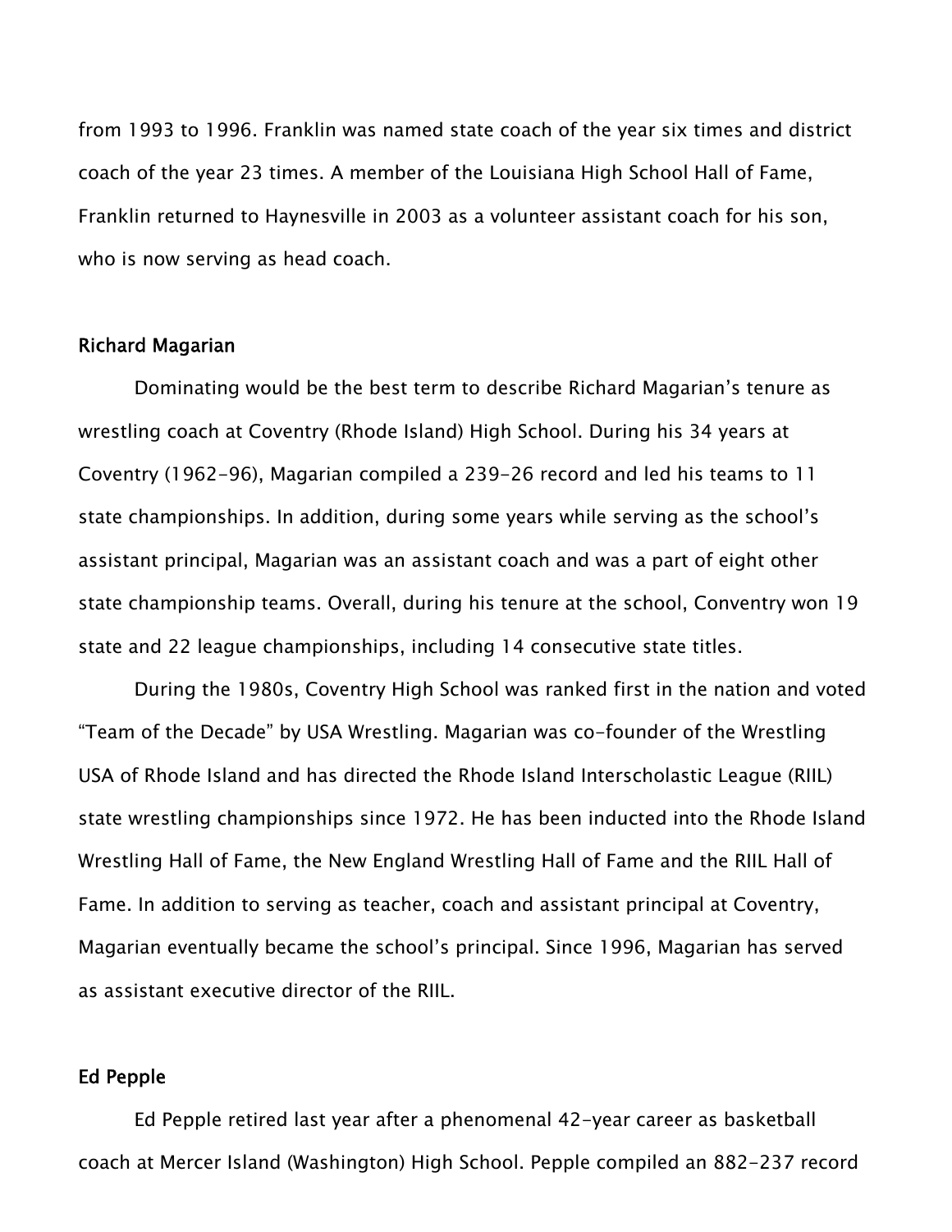from 1993 to 1996. Franklin was named state coach of the year six times and district coach of the year 23 times. A member of the Louisiana High School Hall of Fame, Franklin returned to Haynesville in 2003 as a volunteer assistant coach for his son, who is now serving as head coach.

### Richard Magarian

Dominating would be the best term to describe Richard Magarian's tenure as wrestling coach at Coventry (Rhode Island) High School. During his 34 years at Coventry (1962-96), Magarian compiled a 239-26 record and led his teams to 11 state championships. In addition, during some years while serving as the school's assistant principal, Magarian was an assistant coach and was a part of eight other state championship teams. Overall, during his tenure at the school, Conventry won 19 state and 22 league championships, including 14 consecutive state titles.

During the 1980s, Coventry High School was ranked first in the nation and voted "Team of the Decade" by USA Wrestling. Magarian was co-founder of the Wrestling USA of Rhode Island and has directed the Rhode Island Interscholastic League (RIIL) state wrestling championships since 1972. He has been inducted into the Rhode Island Wrestling Hall of Fame, the New England Wrestling Hall of Fame and the RIIL Hall of Fame. In addition to serving as teacher, coach and assistant principal at Coventry, Magarian eventually became the school's principal. Since 1996, Magarian has served as assistant executive director of the RIIL.

### Ed Pepple

Ed Pepple retired last year after a phenomenal 42-year career as basketball coach at Mercer Island (Washington) High School. Pepple compiled an 882-237 record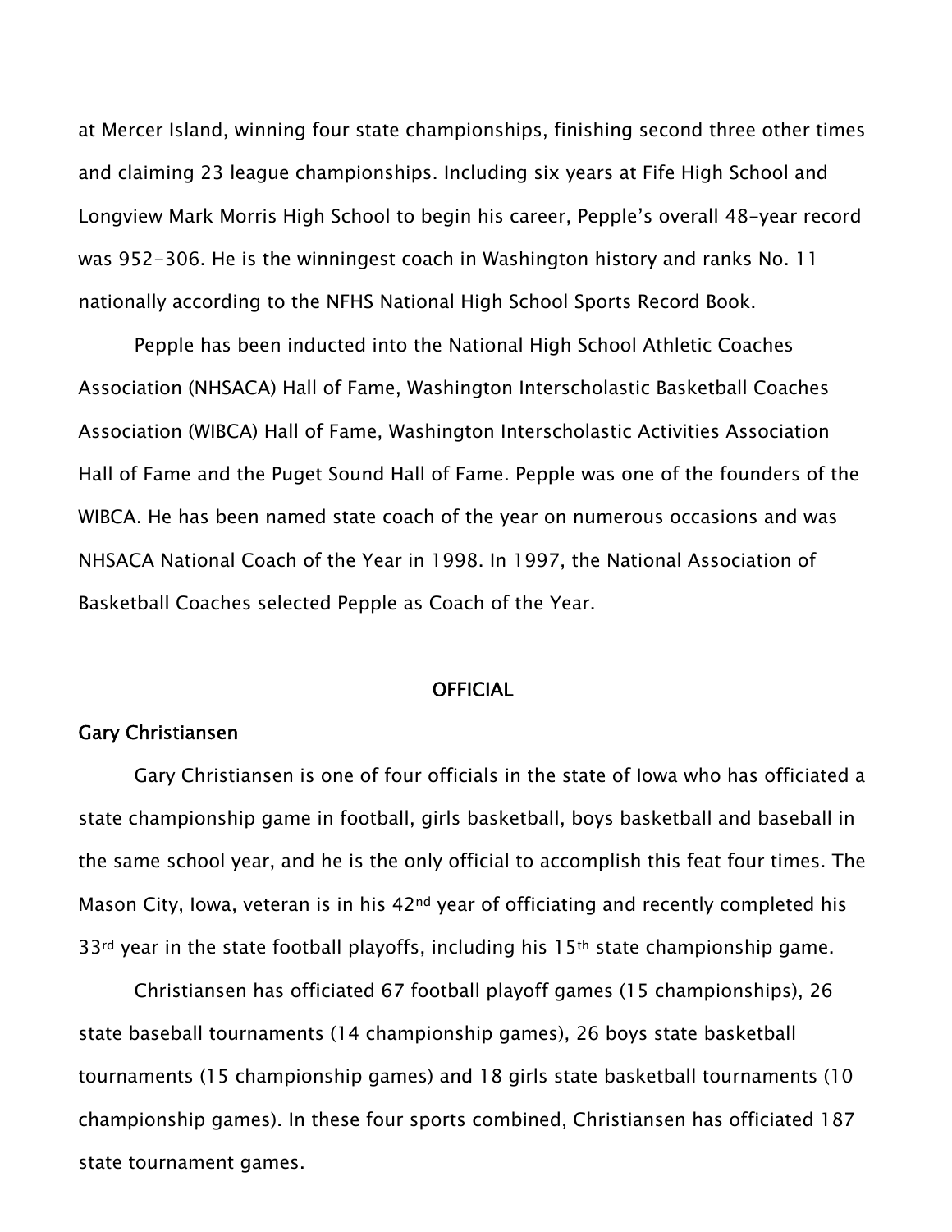at Mercer Island, winning four state championships, finishing second three other times and claiming 23 league championships. Including six years at Fife High School and Longview Mark Morris High School to begin his career, Pepple's overall 48-year record was 952-306. He is the winningest coach in Washington history and ranks No. 11 nationally according to the NFHS National High School Sports Record Book.

Pepple has been inducted into the National High School Athletic Coaches Association (NHSACA) Hall of Fame, Washington Interscholastic Basketball Coaches Association (WIBCA) Hall of Fame, Washington Interscholastic Activities Association Hall of Fame and the Puget Sound Hall of Fame. Pepple was one of the founders of the WIBCA. He has been named state coach of the year on numerous occasions and was NHSACA National Coach of the Year in 1998. In 1997, the National Association of Basketball Coaches selected Pepple as Coach of the Year.

## OFFICIAL

### Gary Christiansen

Gary Christiansen is one of four officials in the state of Iowa who has officiated a state championship game in football, girls basketball, boys basketball and baseball in the same school year, and he is the only official to accomplish this feat four times. The Mason City, Iowa, veteran is in his 42nd year of officiating and recently completed his 33rd year in the state football playoffs, including his 15th state championship game.

Christiansen has officiated 67 football playoff games (15 championships), 26 state baseball tournaments (14 championship games), 26 boys state basketball tournaments (15 championship games) and 18 girls state basketball tournaments (10 championship games). In these four sports combined, Christiansen has officiated 187 state tournament games.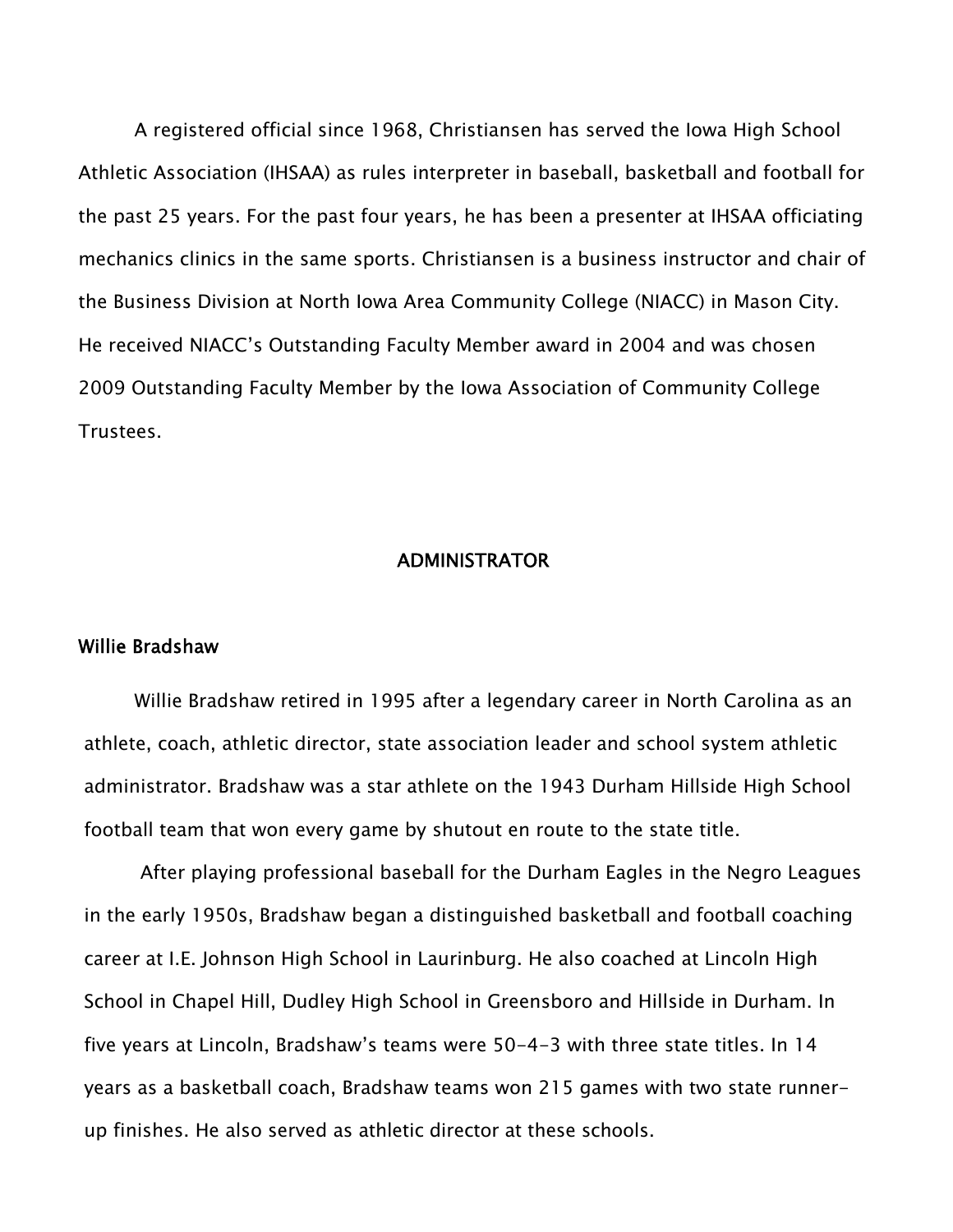A registered official since 1968, Christiansen has served the Iowa High School Athletic Association (IHSAA) as rules interpreter in baseball, basketball and football for the past 25 years. For the past four years, he has been a presenter at IHSAA officiating mechanics clinics in the same sports. Christiansen is a business instructor and chair of the Business Division at North Iowa Area Community College (NIACC) in Mason City. He received NIACC's Outstanding Faculty Member award in 2004 and was chosen 2009 Outstanding Faculty Member by the Iowa Association of Community College Trustees.

## ADMINISTRATOR

### Willie Bradshaw

Willie Bradshaw retired in 1995 after a legendary career in North Carolina as an athlete, coach, athletic director, state association leader and school system athletic administrator. Bradshaw was a star athlete on the 1943 Durham Hillside High School football team that won every game by shutout en route to the state title.

After playing professional baseball for the Durham Eagles in the Negro Leagues in the early 1950s, Bradshaw began a distinguished basketball and football coaching career at I.E. Johnson High School in Laurinburg. He also coached at Lincoln High School in Chapel Hill, Dudley High School in Greensboro and Hillside in Durham. In five years at Lincoln, Bradshaw's teams were 50-4-3 with three state titles. In 14 years as a basketball coach, Bradshaw teams won 215 games with two state runner-up finishes. He also served as athletic director at these schools.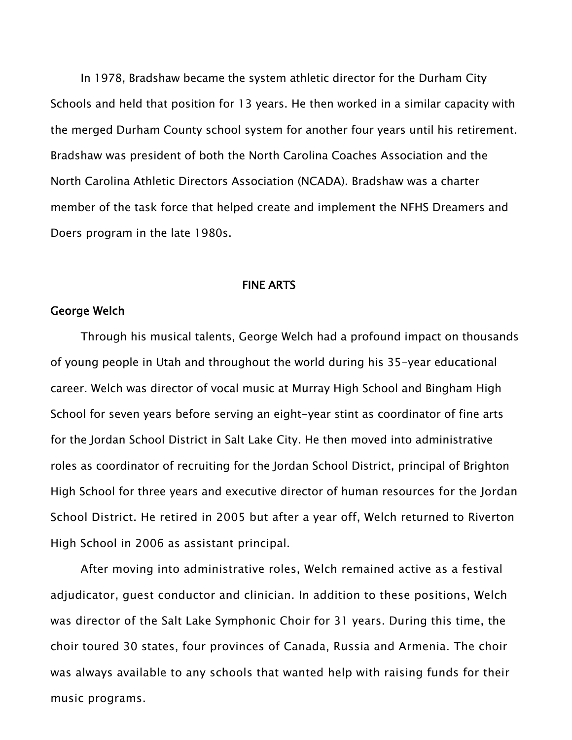In 1978, Bradshaw became the system athletic director for the Durham City Schools and held that position for 13 years. He then worked in a similar capacity with the merged Durham County school system for another four years until his retirement. Bradshaw was president of both the North Carolina Coaches Association and the North Carolina Athletic Directors Association (NCADA). Bradshaw was a charter member of the task force that helped create and implement the NFHS Dreamers and Doers program in the late 1980s.

## FINE ARTS

### George Welch

Through his musical talents, George Welch had a profound impact on thousands of young people in Utah and throughout the world during his 35-year educational career. Welch was director of vocal music at Murray High School and Bingham High School for seven years before serving an eight-year stint as coordinator of fine arts for the Jordan School District in Salt Lake City. He then moved into administrative roles as coordinator of recruiting for the Jordan School District, principal of Brighton High School for three years and executive director of human resources for the Jordan School District. He retired in 2005 but after a year off, Welch returned to Riverton High School in 2006 as assistant principal.

After moving into administrative roles, Welch remained active as a festival adjudicator, guest conductor and clinician. In addition to these positions, Welch was director of the Salt Lake Symphonic Choir for 31 years. During this time, the choir toured 30 states, four provinces of Canada, Russia and Armenia. The choir was always available to any schools that wanted help with raising funds for their music programs.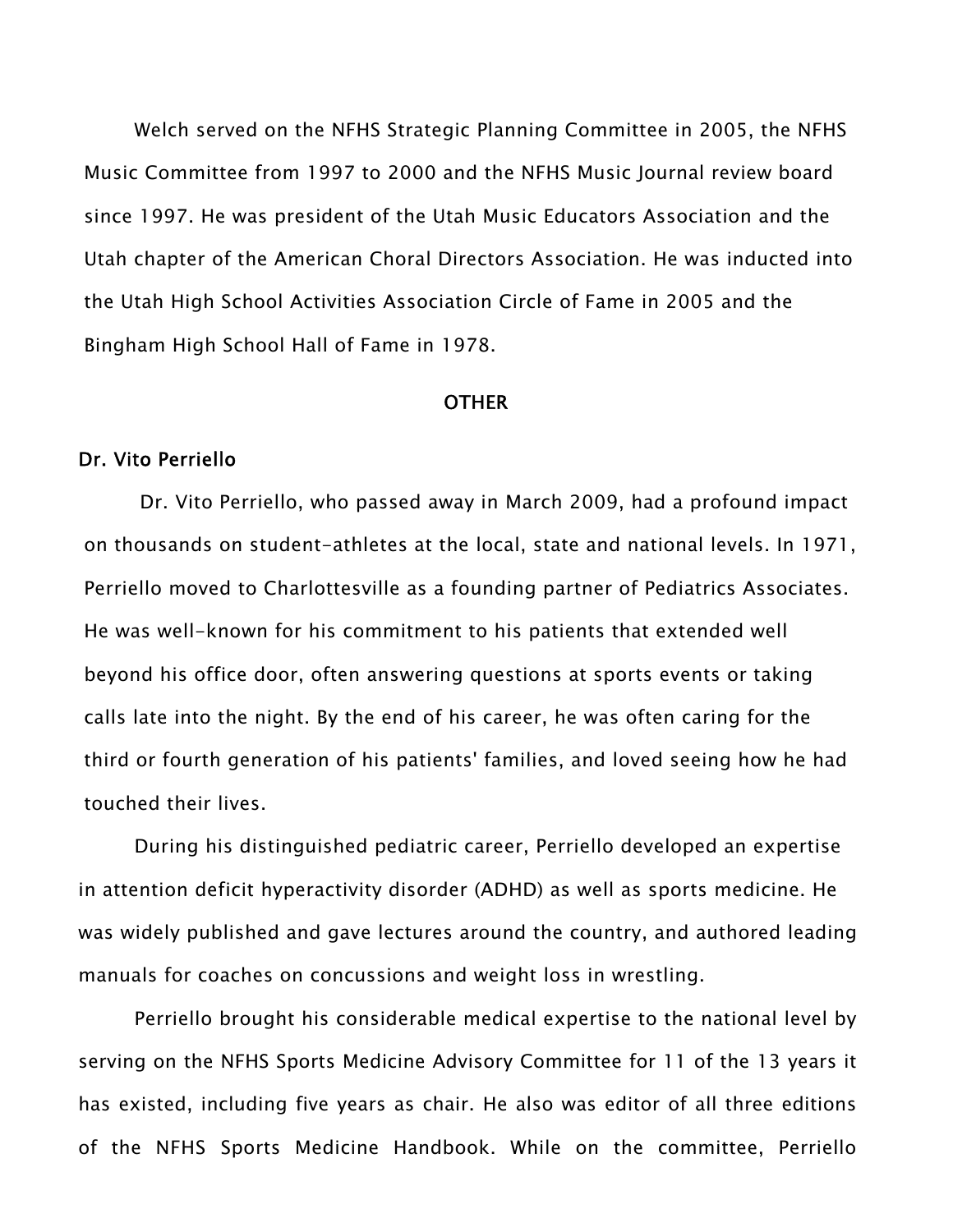Welch served on the NFHS Strategic Planning Committee in 2005, the NFHS Music Committee from 1997 to 2000 and the NFHS Music Journal review board since 1997. He was president of the Utah Music Educators Association and the Utah chapter of the American Choral Directors Association. He was inducted into the Utah High School Activities Association Circle of Fame in 2005 and the Bingham High School Hall of Fame in 1978.

## OTHER

### Dr. Vito Perriello

Dr. Vito Perriello, who passed away in March 2009, had a profound impact on thousands on student-athletes at the local, state and national levels. In 1971, Perriello moved to Charlottesville as a founding partner of Pediatrics Associates. He was well-known for his commitment to his patients that extended well beyond his office door, often answering questions at sports events or taking calls late into the night. By the end of his career, he was often caring for the third or fourth generation of his patients' families, and loved seeing how he had touched their lives.

During his distinguished pediatric career, Perriello developed an expertise in attention deficit hyperactivity disorder (ADHD) as well as sports medicine. He was widely published and gave lectures around the country, and authored leading manuals for coaches on concussions and weight loss in wrestling.

Perriello brought his considerable medical expertise to the national level by serving on the NFHS Sports Medicine Advisory Committee for 11 of the 13 years it has existed, including five years as chair. He also was editor of all three editions of the NFHS Sports Medicine Handbook. While on the committee, Perriello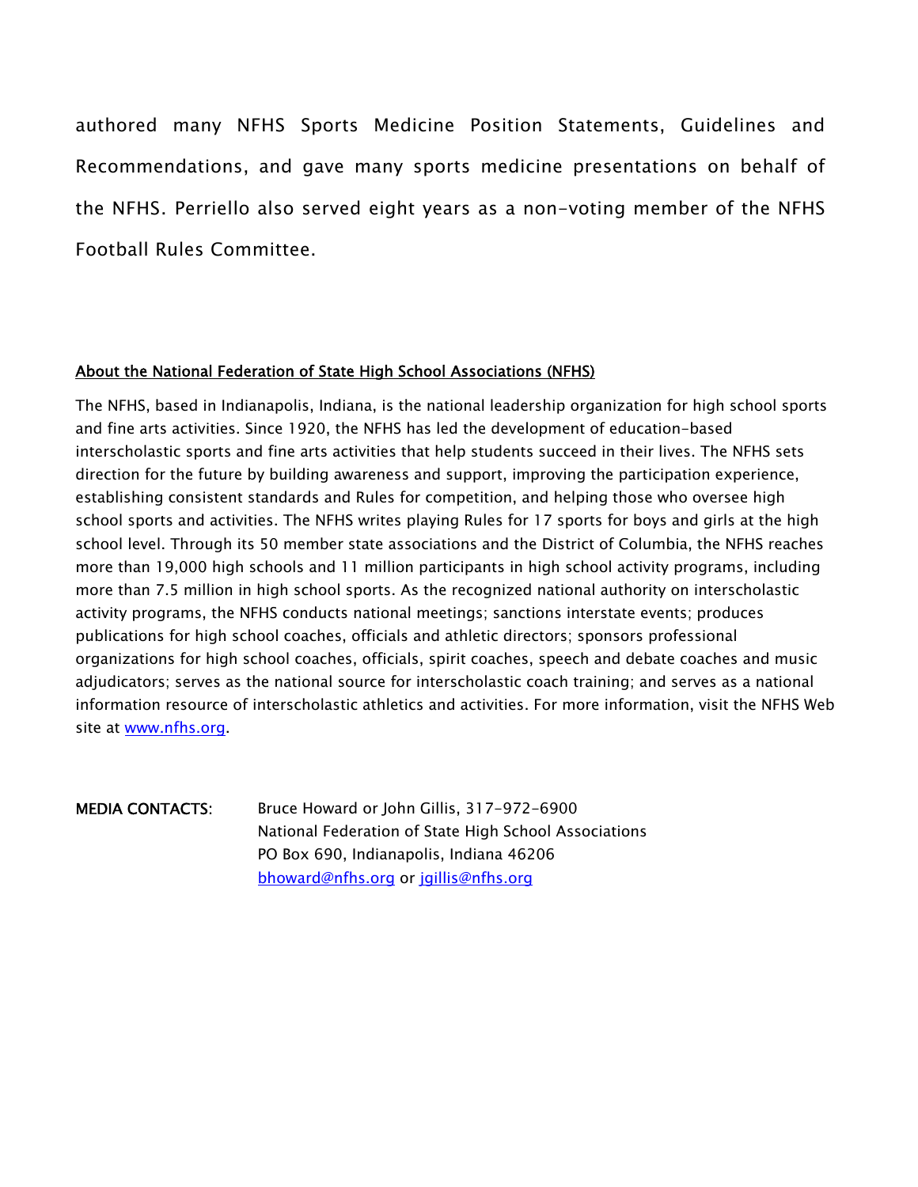authored many NFHS Sports Medicine Position Statements, Guidelines and Recommendations, and gave many sports medicine presentations on behalf of the NFHS. Perriello also served eight years as a non-voting member of the NFHS Football Rules Committee.

**About the National Federation of State High School Associations (NFHS)**

The NFHS, based in Indianapolis, Indiana, is the national leadership organization for high school sports and fine arts activities. Since 1920, the NFHS has led the development of education-based interscholastic sports and fine arts activities that help students succeed in their lives. The NFHS sets direction for the future by building awareness and support, improving the participation experience, establishing consistent standards and Rules for competition, and helping those who oversee high school sports and activities. The NFHS writes playing Rules for 17 sports for boys and girls at the high school level. Through its 50 member state associations and the District of Columbia, the NFHS reaches more than 19,000 high schools and 11 million participants in high school activity programs, including more than 7.5 million in high school sports. As the recognized national authority on interscholastic activity programs, the NFHS conducts national meetings; sanctions interstate events; produces publications for high school coaches, officials and athletic directors; sponsors professional organizations for high school coaches, officials, spirit coaches, speech and debate coaches and music adjudicators; serves as the national source for interscholastic coach training; and serves as a national information resource of interscholastic athletics and activities. For more information, visit the NFHS Web site at www.nfhs.org.

**MEDIA CONTACTS:** Bruce Howard or John Gillis, 317-972-6900
National Federation of State High School Associations
PO Box 690, Indianapolis, Indiana 46206
bhoward@nfhs.org or jgillis@nfhs.org